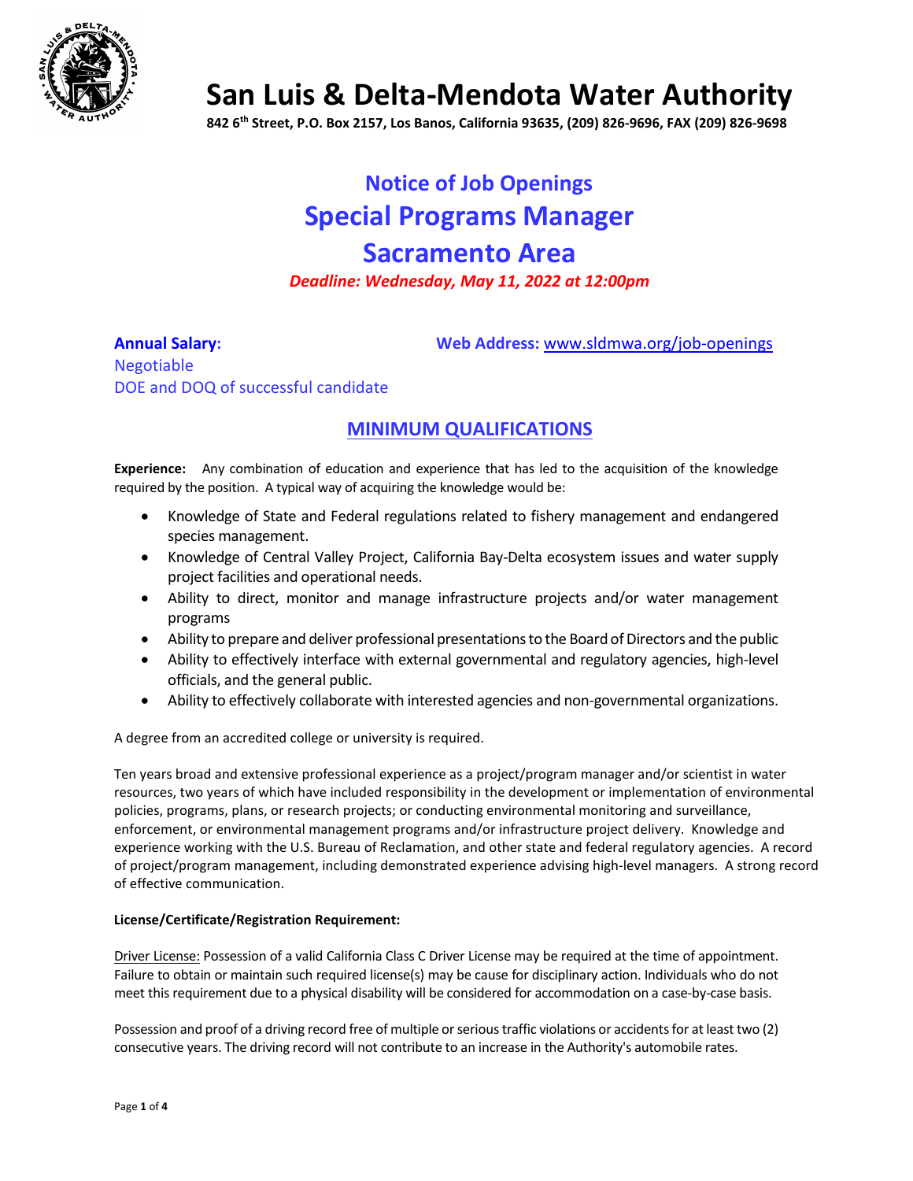# San Luis & Delta-Mendota Water Authority

**842 6th Street, P.O. Box 2157, Los Banos, California 93635, (209) 826-9696, FAX (209) 826-9698**

## Notice of Job Openings

## Special Programs Manager

## Sacramento Area

***Deadline: Wednesday, May 11, 2022 at 12:00pm***

**Annual Salary:**
Negotiable
DOE and DOQ of successful candidate

**Web Address:** www.sldmwa.org/job-openings

## MINIMUM QUALIFICATIONS

**Experience:** Any combination of education and experience that has led to the acquisition of the knowledge required by the position. A typical way of acquiring the knowledge would be:

- Knowledge of State and Federal regulations related to fishery management and endangered species management.
- Knowledge of Central Valley Project, California Bay-Delta ecosystem issues and water supply project facilities and operational needs.
- Ability to direct, monitor and manage infrastructure projects and/or water management programs
- Ability to prepare and deliver professional presentations to the Board of Directors and the public
- Ability to effectively interface with external governmental and regulatory agencies, high-level officials, and the general public.
- Ability to effectively collaborate with interested agencies and non-governmental organizations.

A degree from an accredited college or university is required.

Ten years broad and extensive professional experience as a project/program manager and/or scientist in water resources, two years of which have included responsibility in the development or implementation of environmental policies, programs, plans, or research projects; or conducting environmental monitoring and surveillance, enforcement, or environmental management programs and/or infrastructure project delivery. Knowledge and experience working with the U.S. Bureau of Reclamation, and other state and federal regulatory agencies. A record of project/program management, including demonstrated experience advising high-level managers. A strong record of effective communication.

**License/Certificate/Registration Requirement:**

Driver License: Possession of a valid California Class C Driver License may be required at the time of appointment. Failure to obtain or maintain such required license(s) may be cause for disciplinary action. Individuals who do not meet this requirement due to a physical disability will be considered for accommodation on a case-by-case basis.

Possession and proof of a driving record free of multiple or serious traffic violations or accidents for at least two (2) consecutive years. The driving record will not contribute to an increase in the Authority's automobile rates.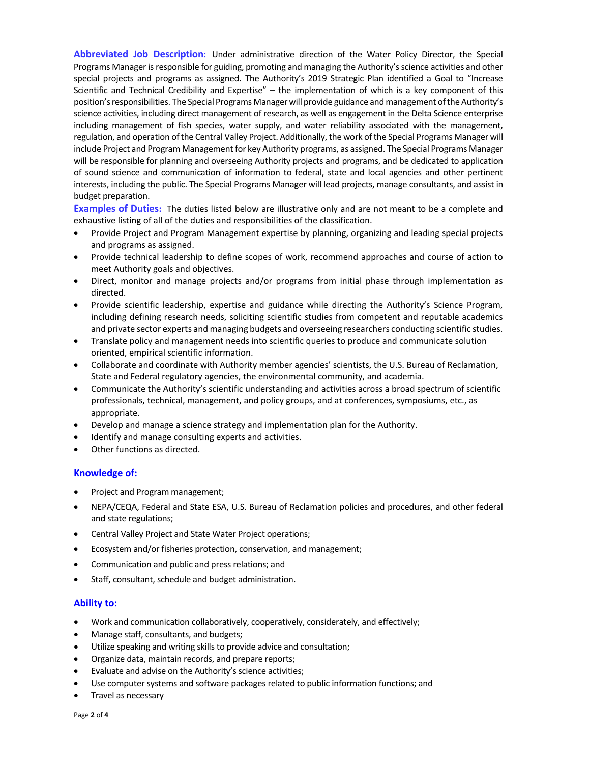**Abbreviated Job Description:** Under administrative direction of the Water Policy Director, the Special Programs Manager is responsible for guiding, promoting and managing the Authority's science activities and other special projects and programs as assigned. The Authority's 2019 Strategic Plan identified a Goal to "Increase Scientific and Technical Credibility and Expertise" – the implementation of which is a key component of this position's responsibilities. The Special Programs Manager will provide guidance and management of the Authority's science activities, including direct management of research, as well as engagement in the Delta Science enterprise including management of fish species, water supply, and water reliability associated with the management, regulation, and operation of the Central Valley Project. Additionally, the work of the Special Programs Manager will include Project and Program Management for key Authority programs, as assigned. The Special Programs Manager will be responsible for planning and overseeing Authority projects and programs, and be dedicated to application of sound science and communication of information to federal, state and local agencies and other pertinent interests, including the public. The Special Programs Manager will lead projects, manage consultants, and assist in budget preparation.

**Examples of Duties:** The duties listed below are illustrative only and are not meant to be a complete and exhaustive listing of all of the duties and responsibilities of the classification.

- Provide Project and Program Management expertise by planning, organizing and leading special projects and programs as assigned.
- Provide technical leadership to define scopes of work, recommend approaches and course of action to meet Authority goals and objectives.
- Direct, monitor and manage projects and/or programs from initial phase through implementation as directed.
- Provide scientific leadership, expertise and guidance while directing the Authority's Science Program, including defining research needs, soliciting scientific studies from competent and reputable academics and private sector experts and managing budgets and overseeing researchers conducting scientific studies.
- Translate policy and management needs into scientific queries to produce and communicate solution oriented, empirical scientific information.
- Collaborate and coordinate with Authority member agencies' scientists, the U.S. Bureau of Reclamation, State and Federal regulatory agencies, the environmental community, and academia.
- Communicate the Authority's scientific understanding and activities across a broad spectrum of scientific professionals, technical, management, and policy groups, and at conferences, symposiums, etc., as appropriate.
- Develop and manage a science strategy and implementation plan for the Authority.
- Identify and manage consulting experts and activities.
- Other functions as directed.

### Knowledge of:

- Project and Program management;
- NEPA/CEQA, Federal and State ESA, U.S. Bureau of Reclamation policies and procedures, and other federal and state regulations;
- Central Valley Project and State Water Project operations;
- Ecosystem and/or fisheries protection, conservation, and management;
- Communication and public and press relations; and
- Staff, consultant, schedule and budget administration.

### Ability to:

- Work and communication collaboratively, cooperatively, considerately, and effectively;
- Manage staff, consultants, and budgets;
- Utilize speaking and writing skills to provide advice and consultation;
- Organize data, maintain records, and prepare reports;
- Evaluate and advise on the Authority's science activities;
- Use computer systems and software packages related to public information functions; and
- Travel as necessary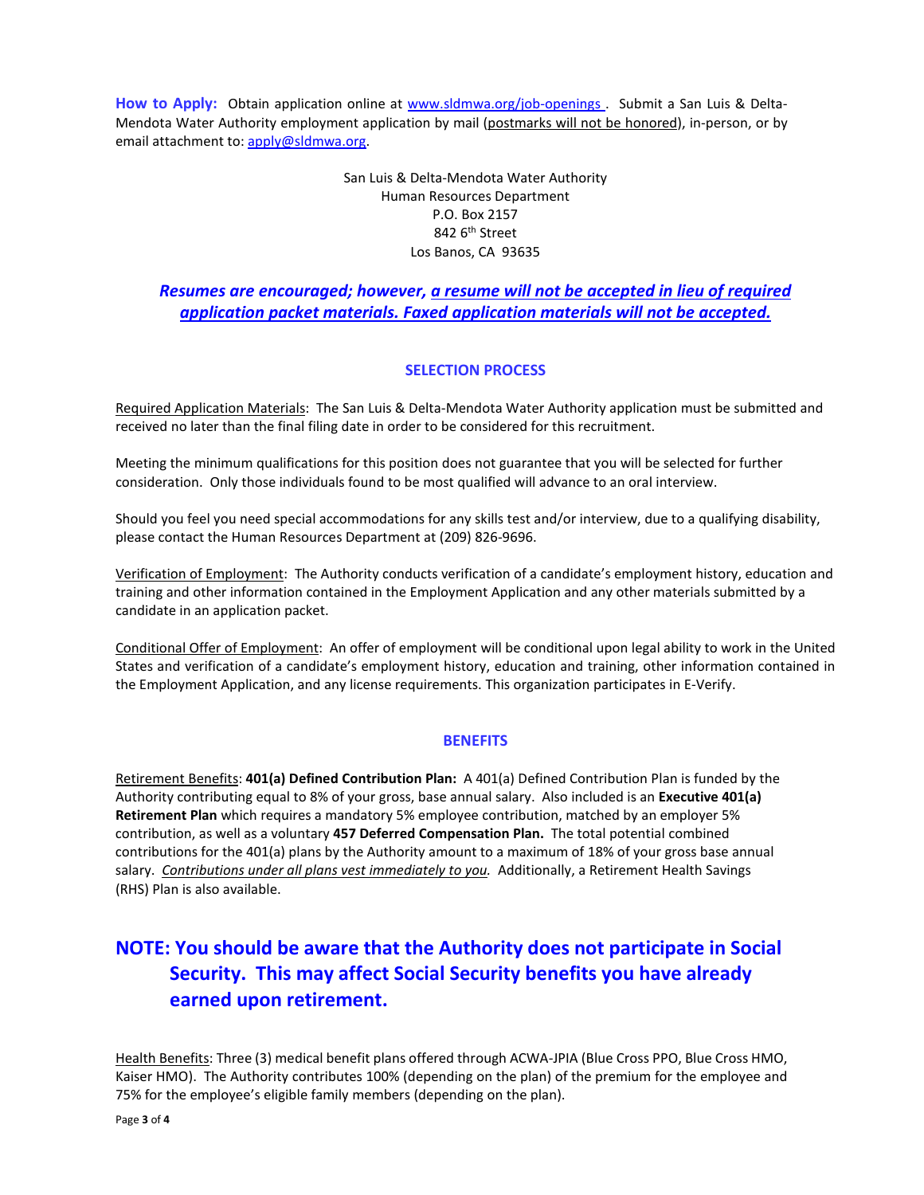**How to Apply:** Obtain application online at www.sldmwa.org/job-openings . Submit a San Luis & Delta-Mendota Water Authority employment application by mail (postmarks will not be honored), in-person, or by email attachment to: apply@sldmwa.org.

San Luis & Delta-Mendota Water Authority
Human Resources Department
P.O. Box 2157
842 6th Street
Los Banos, CA 93635

***Resumes are encouraged; however, a resume will not be accepted in lieu of required application packet materials. Faxed application materials will not be accepted.***

## SELECTION PROCESS

Required Application Materials: The San Luis & Delta-Mendota Water Authority application must be submitted and received no later than the final filing date in order to be considered for this recruitment.

Meeting the minimum qualifications for this position does not guarantee that you will be selected for further consideration. Only those individuals found to be most qualified will advance to an oral interview.

Should you feel you need special accommodations for any skills test and/or interview, due to a qualifying disability, please contact the Human Resources Department at (209) 826-9696.

Verification of Employment: The Authority conducts verification of a candidate's employment history, education and training and other information contained in the Employment Application and any other materials submitted by a candidate in an application packet.

Conditional Offer of Employment: An offer of employment will be conditional upon legal ability to work in the United States and verification of a candidate's employment history, education and training, other information contained in the Employment Application, and any license requirements. This organization participates in E-Verify.

## BENEFITS

Retirement Benefits: **401(a) Defined Contribution Plan:** A 401(a) Defined Contribution Plan is funded by the Authority contributing equal to 8% of your gross, base annual salary. Also included is an **Executive 401(a) Retirement Plan** which requires a mandatory 5% employee contribution, matched by an employer 5% contribution, as well as a voluntary **457 Deferred Compensation Plan.** The total potential combined contributions for the 401(a) plans by the Authority amount to a maximum of 18% of your gross base annual salary. *Contributions under all plans vest immediately to you.* Additionally, a Retirement Health Savings (RHS) Plan is also available.

## NOTE: You should be aware that the Authority does not participate in Social Security. This may affect Social Security benefits you have already earned upon retirement.

Health Benefits: Three (3) medical benefit plans offered through ACWA-JPIA (Blue Cross PPO, Blue Cross HMO, Kaiser HMO). The Authority contributes 100% (depending on the plan) of the premium for the employee and 75% for the employee's eligible family members (depending on the plan).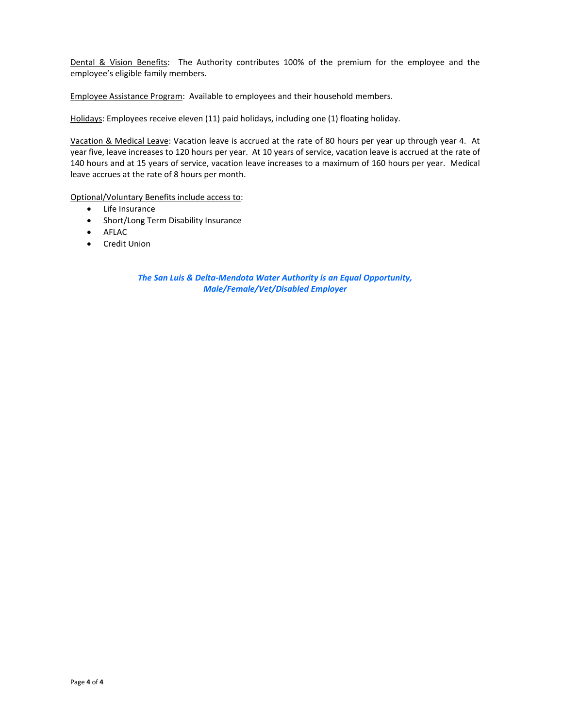<u>Dental & Vision Benefits</u>: The Authority contributes 100% of the premium for the employee and the employee's eligible family members.

<u>Employee Assistance Program</u>: Available to employees and their household members.

<u>Holidays</u>: Employees receive eleven (11) paid holidays, including one (1) floating holiday.

<u>Vacation & Medical Leave</u>: Vacation leave is accrued at the rate of 80 hours per year up through year 4. At year five, leave increases to 120 hours per year. At 10 years of service, vacation leave is accrued at the rate of 140 hours and at 15 years of service, vacation leave increases to a maximum of 160 hours per year. Medical leave accrues at the rate of 8 hours per month.

<u>Optional/Voluntary Benefits include access to</u>:

- Life Insurance
- Short/Long Term Disability Insurance
- AFLAC
- Credit Union

***The San Luis & Delta-Mendota Water Authority is an Equal Opportunity, Male/Female/Vet/Disabled Employer***